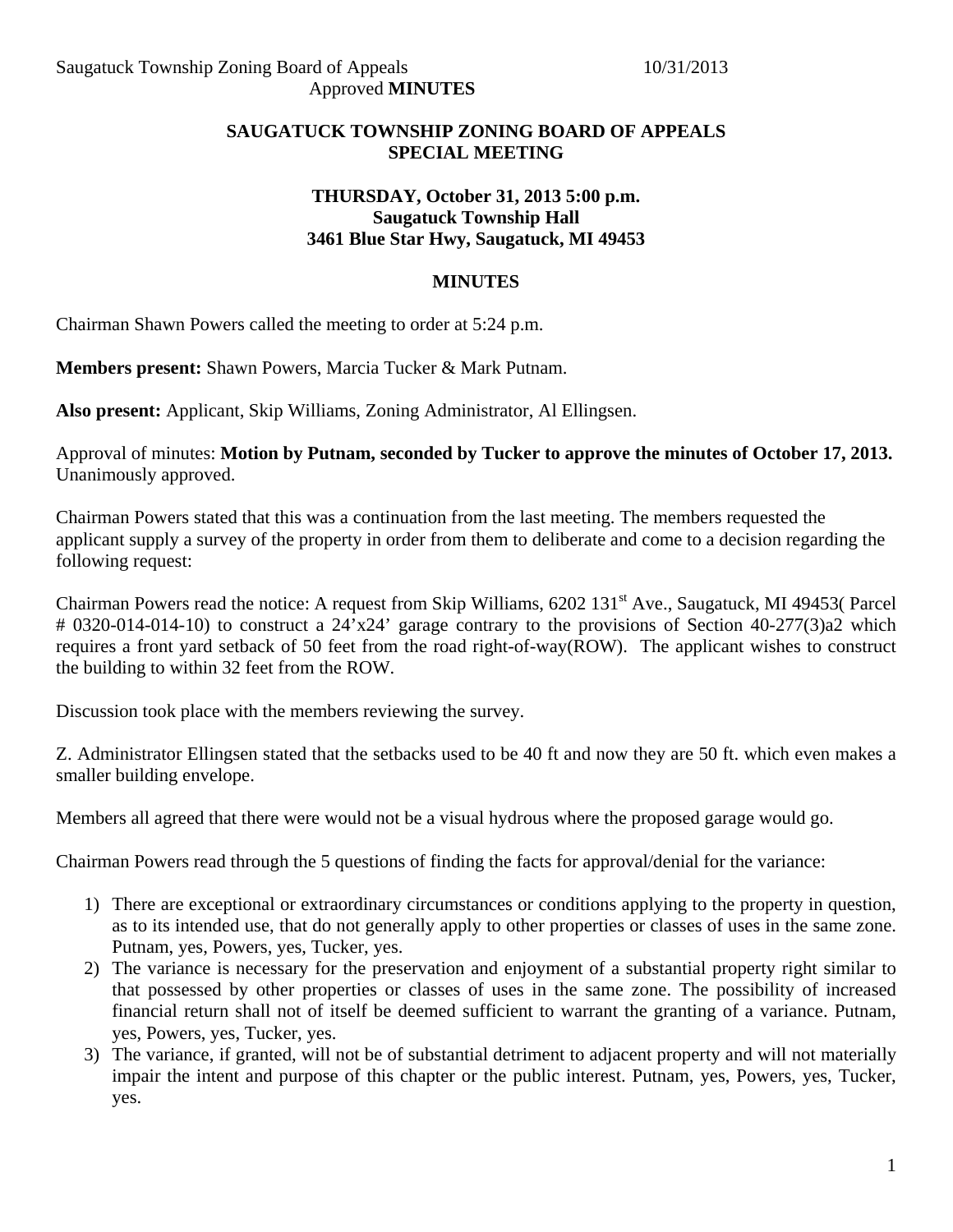Saugatuck Township Zoning Board of Appeals 10/31/2013
Approved **MINUTES**

**SAUGATUCK TOWNSHIP ZONING BOARD OF APPEALS**
**SPECIAL MEETING**

**THURSDAY, October 31, 2013 5:00 p.m.**
**Saugatuck Township Hall**
**3461 Blue Star Hwy, Saugatuck, MI 49453**

**MINUTES**

Chairman Shawn Powers called the meeting to order at 5:24 p.m.

**Members present:** Shawn Powers, Marcia Tucker & Mark Putnam.

**Also present:** Applicant, Skip Williams, Zoning Administrator, Al Ellingsen.

Approval of minutes: **Motion by Putnam, seconded by Tucker to approve the minutes of October 17, 2013.** Unanimously approved.

Chairman Powers stated that this was a continuation from the last meeting. The members requested the applicant supply a survey of the property in order from them to deliberate and come to a decision regarding the following request:

Chairman Powers read the notice: A request from Skip Williams, 6202 131st Ave., Saugatuck, MI 49453( Parcel # 0320-014-014-10) to construct a 24'x24' garage contrary to the provisions of Section 40-277(3)a2 which requires a front yard setback of 50 feet from the road right-of-way(ROW). The applicant wishes to construct the building to within 32 feet from the ROW.

Discussion took place with the members reviewing the survey.

Z. Administrator Ellingsen stated that the setbacks used to be 40 ft and now they are 50 ft. which even makes a smaller building envelope.

Members all agreed that there were would not be a visual hydrous where the proposed garage would go.

Chairman Powers read through the 5 questions of finding the facts for approval/denial for the variance:

1) There are exceptional or extraordinary circumstances or conditions applying to the property in question, as to its intended use, that do not generally apply to other properties or classes of uses in the same zone. Putnam, yes, Powers, yes, Tucker, yes.
2) The variance is necessary for the preservation and enjoyment of a substantial property right similar to that possessed by other properties or classes of uses in the same zone. The possibility of increased financial return shall not of itself be deemed sufficient to warrant the granting of a variance. Putnam, yes, Powers, yes, Tucker, yes.
3) The variance, if granted, will not be of substantial detriment to adjacent property and will not materially impair the intent and purpose of this chapter or the public interest. Putnam, yes, Powers, yes, Tucker, yes.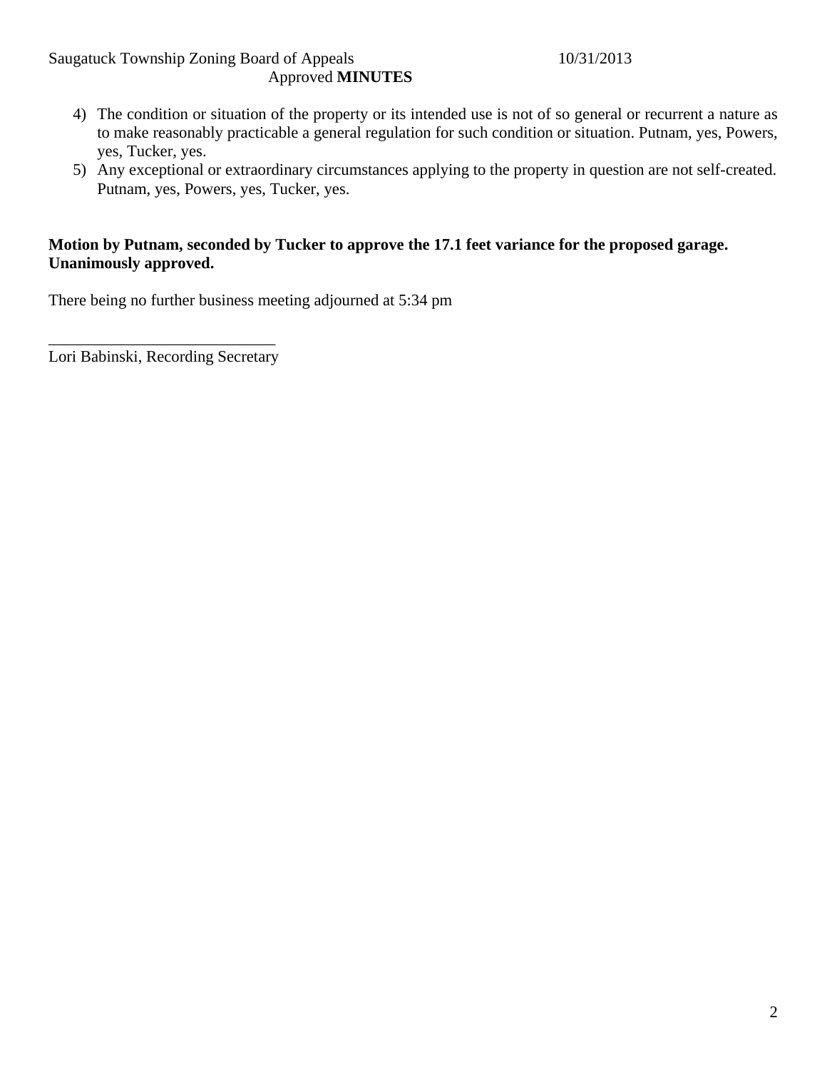4) The condition or situation of the property or its intended use is not of so general or recurrent a nature as to make reasonably practicable a general regulation for such condition or situation. Putnam, yes, Powers, yes, Tucker, yes.
5) Any exceptional or extraordinary circumstances applying to the property in question are not self-created. Putnam, yes, Powers, yes, Tucker, yes.

**Motion by Putnam, seconded by Tucker to approve the 17.1 feet variance for the proposed garage. Unanimously approved.**

There being no further business meeting adjourned at 5:34 pm

____________________________
Lori Babinski, Recording Secretary